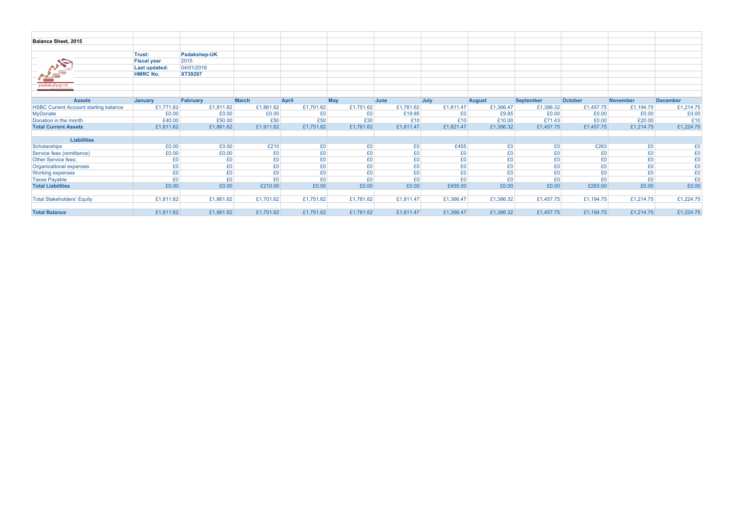# Balance Sheet, 2015

| | |
|---|---|
| **Trust:** | **Padakshep-UK** |
| **Fiscal year** | 2015 |
| **Last updated:** | 04/01/2016 |
| **HMRC No.** | **XT39297** |

| Assets | January | February | March | April | May | June | July | August | September | October | November | December |
|---|---|---|---|---|---|---|---|---|---|---|---|---|
| HSBC Current Account starting balance | £1,771.62 | £1,811.62 | £1,861.62 | £1,701.62 | £1,751.62 | £1,781.62 | £1,811.47 | £1,366.47 | £1,386.32 | £1,457.75 | £1,194.75 | £1,214.75 |
| MyDonate | £0.00 | £0.00 | £0.00 | £0 | £0 | £19.85 | £0 | £9.85 | £0.00 | £0.00 | £0.00 | £0.00 |
| Donation in the month | £40.00 | £50.00 | £50 | £50 | £30 | £10 | £10 | £10.00 | £71.43 | £0.00 | £20.00 | £10 |
| **Total Current Assets** | £1,811.62 | £1,861.62 | £1,911.62 | £1,751.62 | £1,781.62 | £1,811.47 | £1,821.47 | £1,386.32 | £1,457.75 | £1,457.75 | £1,214.75 | £1,224.75 |
| | | | | | | | | | | | | |
| **Liabilities** | | | | | | | | | | | | |
| Scholarships | £0.00 | £0.00 | £210 | £0 | £0 | £0 | £455 | £0 | £0 | £263 | £0 | £0 |
| Service fees (remittance) | £0.00 | £0.00 | £0 | £0 | £0 | £0 | £0 | £0 | £0 | £0 | £0 | £0 |
| Other Service fees; | £0 | £0 | £0 | £0 | £0 | £0 | £0 | £0 | £0 | £0 | £0 | £0 |
| Organizational expenses | £0 | £0 | £0 | £0 | £0 | £0 | £0 | £0 | £0 | £0 | £0 | £0 |
| Working expenses | £0 | £0 | £0 | £0 | £0 | £0 | £0 | £0 | £0 | £0 | £0 | £0 |
| Taxes Payable | £0 | £0 | £0 | £0 | £0 | £0 | £0 | £0 | £0 | £0 | £0 | £0 |
| **Total Liabilities** | £0.00 | £0.00 | £210.00 | £0.00 | £0.00 | £0.00 | £455.00 | £0.00 | £0.00 | £263.00 | £0.00 | £0.00 |
| | | | | | | | | | | | | |
| Total Stakeholders' Equity | £1,811.62 | £1,861.62 | £1,701.62 | £1,751.62 | £1,781.62 | £1,811.47 | £1,366.47 | £1,386.32 | £1,457.75 | £1,194.75 | £1,214.75 | £1,224.75 |
| | | | | | | | | | | | | |
| **Total Balance** | £1,811.62 | £1,861.62 | £1,701.62 | £1,751.62 | £1,781.62 | £1,811.47 | £1,366.47 | £1,386.32 | £1,457.75 | £1,194.75 | £1,214.75 | £1,224.75 |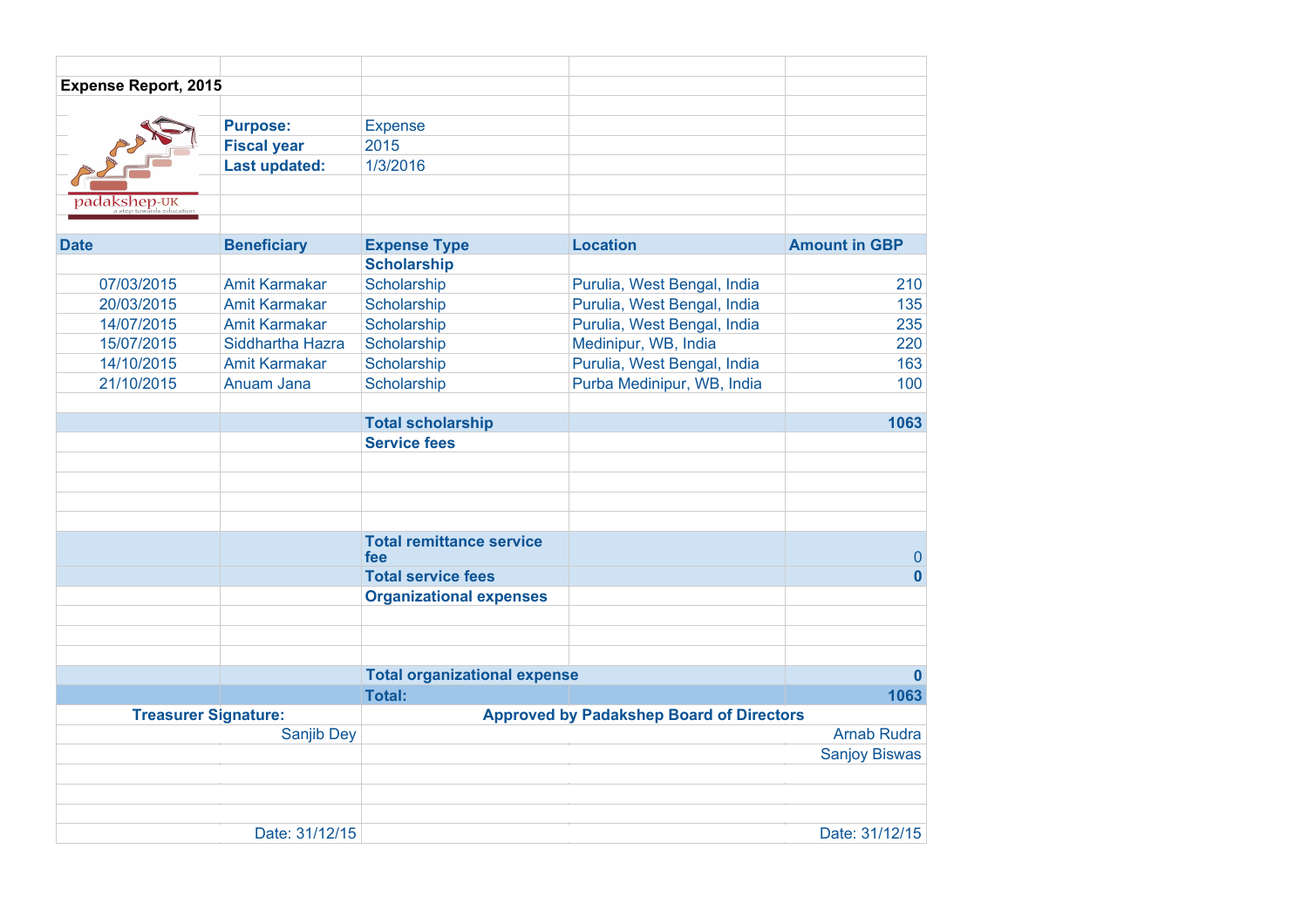**Expense Report, 2015**

| | |
|---|---|
| **Purpose:** | Expense |
| **Fiscal year** | 2015 |
| **Last updated:** | 1/3/2016 |

padakshep-UK
a step towards education

| Date | Beneficiary | Expense Type | Location | Amount in GBP |
|---|---|---|---|---|
| | | **Scholarship** | | |
| 07/03/2015 | Amit Karmakar | Scholarship | Purulia, West Bengal, India | 210 |
| 20/03/2015 | Amit Karmakar | Scholarship | Purulia, West Bengal, India | 135 |
| 14/07/2015 | Amit Karmakar | Scholarship | Purulia, West Bengal, India | 235 |
| 15/07/2015 | Siddhartha Hazra | Scholarship | Medinipur, WB, India | 220 |
| 14/10/2015 | Amit Karmakar | Scholarship | Purulia, West Bengal, India | 163 |
| 21/10/2015 | Anuam Jana | Scholarship | Purba Medinipur, WB, India | 100 |
| | | **Total scholarship** | | **1063** |
| | | **Service fees** | | |
| | | **Total remittance service fee** | | 0 |
| | | **Total service fees** | | **0** |
| | | **Organizational expenses** | | |
| | | **Total organizational expense** | | **0** |
| | | **Total:** | | **1063** |

**Treasurer Signature:**
Sanjib Dey
Date: 31/12/15

**Approved by Padakshep Board of Directors**
Arnab Rudra
Sanjoy Biswas
Date: 31/12/15